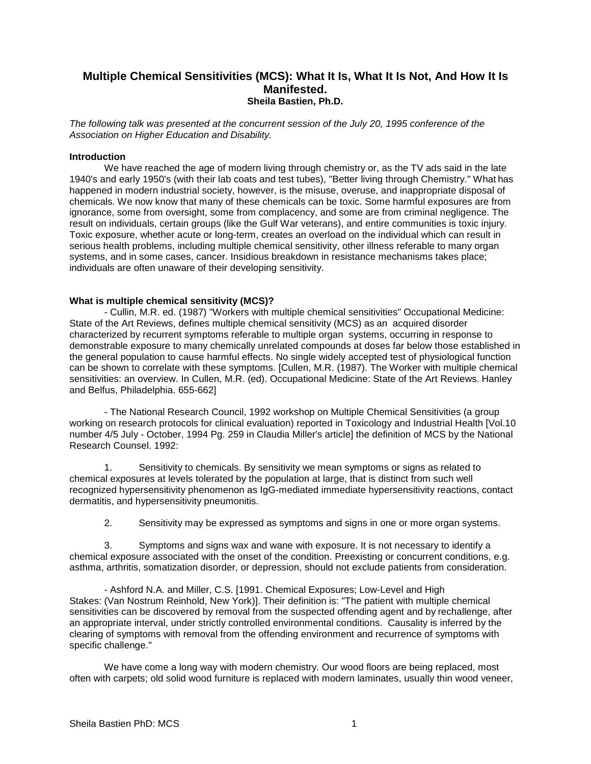# Multiple Chemical Sensitivities (MCS): What It Is, What It Is Not, And How It Is Manifested.

**Sheila Bastien, Ph.D.**

*The following talk was presented at the concurrent session of the July 20, 1995 conference of the Association on Higher Education and Disability.*

### Introduction

We have reached the age of modern living through chemistry or, as the TV ads said in the late 1940's and early 1950's (with their lab coats and test tubes), "Better living through Chemistry." What has happened in modern industrial society, however, is the misuse, overuse, and inappropriate disposal of chemicals. We now know that many of these chemicals can be toxic. Some harmful exposures are from ignorance, some from oversight, some from complacency, and some are from criminal negligence. The result on individuals, certain groups (like the Gulf War veterans), and entire communities is toxic injury. Toxic exposure, whether acute or long-term, creates an overload on the individual which can result in serious health problems, including multiple chemical sensitivity, other illness referable to many organ systems, and in some cases, cancer. Insidious breakdown in resistance mechanisms takes place; individuals are often unaware of their developing sensitivity.

### What is multiple chemical sensitivity (MCS)?

- Cullin, M.R. ed. (1987) "Workers with multiple chemical sensitivities" Occupational Medicine: State of the Art Reviews, defines multiple chemical sensitivity (MCS) as an acquired disorder characterized by recurrent symptoms referable to multiple organ systems, occurring in response to demonstrable exposure to many chemically unrelated compounds at doses far below those established in the general population to cause harmful effects. No single widely accepted test of physiological function can be shown to correlate with these symptoms. [Cullen, M.R. (1987). The Worker with multiple chemical sensitivities: an overview. In Cullen, M.R. (ed). Occupational Medicine: State of the Art Reviews. Hanley and Belfus, Philadelphia. 655-662]

- The National Research Council, 1992 workshop on Multiple Chemical Sensitivities (a group working on research protocols for clinical evaluation) reported in Toxicology and Industrial Health [Vol.10 number 4/5 July - October, 1994 Pg. 259 in Claudia Miller's article] the definition of MCS by the National Research Counsel. 1992:

1. Sensitivity to chemicals. By sensitivity we mean symptoms or signs as related to chemical exposures at levels tolerated by the population at large, that is distinct from such well recognized hypersensitivity phenomenon as IgG-mediated immediate hypersensitivity reactions, contact dermatitis, and hypersensitivity pneumonitis.

2. Sensitivity may be expressed as symptoms and signs in one or more organ systems.

3. Symptoms and signs wax and wane with exposure. It is not necessary to identify a chemical exposure associated with the onset of the condition. Preexisting or concurrent conditions, e.g. asthma, arthritis, somatization disorder, or depression, should not exclude patients from consideration.

- Ashford N.A. and Miller, C.S. [1991. Chemical Exposures; Low-Level and High Stakes: (Van Nostrum Reinhold, New York)]. Their definition is: "The patient with multiple chemical sensitivities can be discovered by removal from the suspected offending agent and by rechallenge, after an appropriate interval, under strictly controlled environmental conditions. Causality is inferred by the clearing of symptoms with removal from the offending environment and recurrence of symptoms with specific challenge."

We have come a long way with modern chemistry. Our wood floors are being replaced, most often with carpets; old solid wood furniture is replaced with modern laminates, usually thin wood veneer,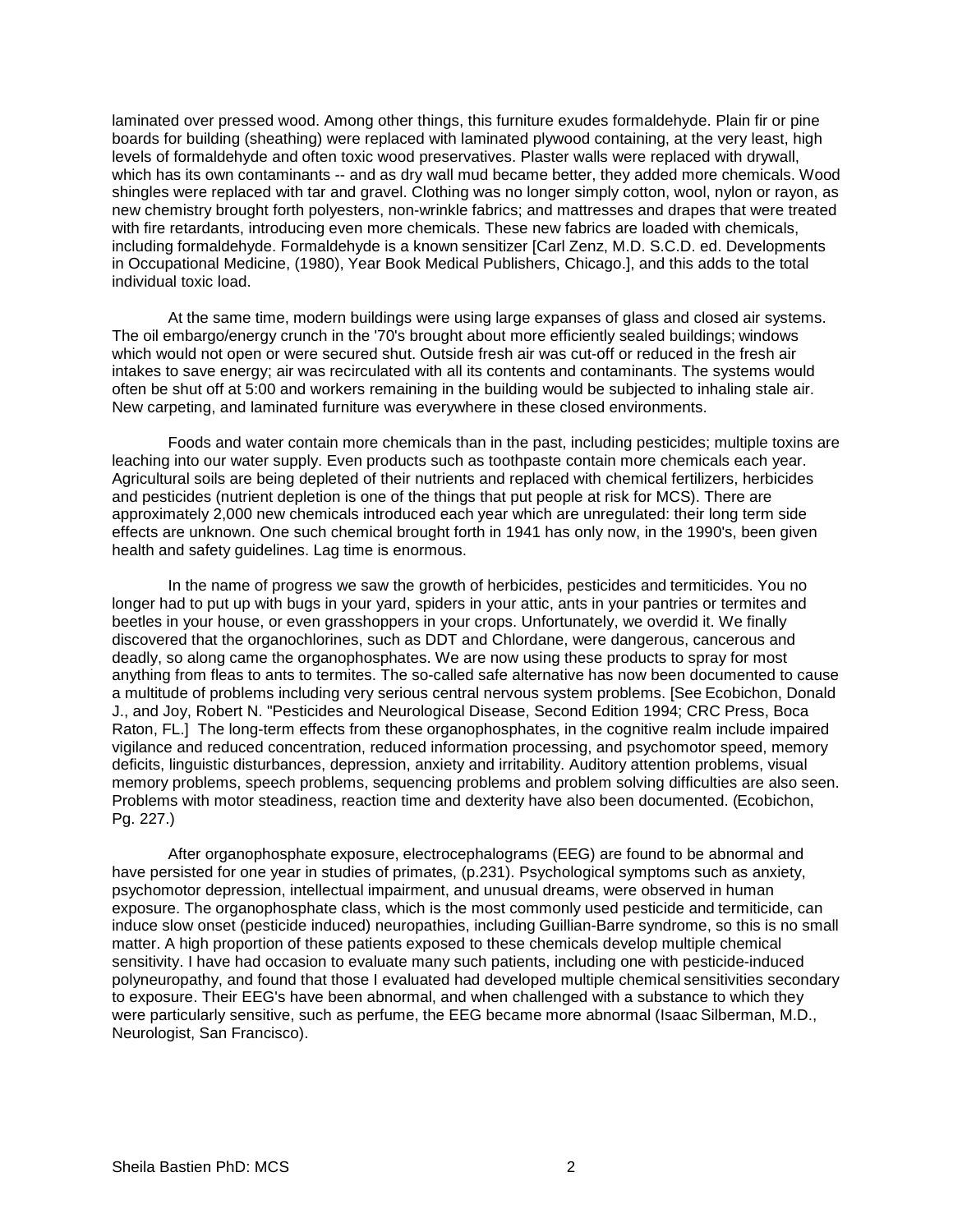laminated over pressed wood. Among other things, this furniture exudes formaldehyde. Plain fir or pine boards for building (sheathing) were replaced with laminated plywood containing, at the very least, high levels of formaldehyde and often toxic wood preservatives. Plaster walls were replaced with drywall, which has its own contaminants -- and as dry wall mud became better, they added more chemicals. Wood shingles were replaced with tar and gravel. Clothing was no longer simply cotton, wool, nylon or rayon, as new chemistry brought forth polyesters, non-wrinkle fabrics; and mattresses and drapes that were treated with fire retardants, introducing even more chemicals. These new fabrics are loaded with chemicals, including formaldehyde. Formaldehyde is a known sensitizer [Carl Zenz, M.D. S.C.D. ed. Developments in Occupational Medicine, (1980), Year Book Medical Publishers, Chicago.], and this adds to the total individual toxic load.

At the same time, modern buildings were using large expanses of glass and closed air systems. The oil embargo/energy crunch in the '70's brought about more efficiently sealed buildings; windows which would not open or were secured shut. Outside fresh air was cut-off or reduced in the fresh air intakes to save energy; air was recirculated with all its contents and contaminants. The systems would often be shut off at 5:00 and workers remaining in the building would be subjected to inhaling stale air. New carpeting, and laminated furniture was everywhere in these closed environments.

Foods and water contain more chemicals than in the past, including pesticides; multiple toxins are leaching into our water supply. Even products such as toothpaste contain more chemicals each year. Agricultural soils are being depleted of their nutrients and replaced with chemical fertilizers, herbicides and pesticides (nutrient depletion is one of the things that put people at risk for MCS). There are approximately 2,000 new chemicals introduced each year which are unregulated: their long term side effects are unknown. One such chemical brought forth in 1941 has only now, in the 1990's, been given health and safety guidelines. Lag time is enormous.

In the name of progress we saw the growth of herbicides, pesticides and termiticides. You no longer had to put up with bugs in your yard, spiders in your attic, ants in your pantries or termites and beetles in your house, or even grasshoppers in your crops. Unfortunately, we overdid it. We finally discovered that the organochlorines, such as DDT and Chlordane, were dangerous, cancerous and deadly, so along came the organophosphates. We are now using these products to spray for most anything from fleas to ants to termites. The so-called safe alternative has now been documented to cause a multitude of problems including very serious central nervous system problems. [See Ecobichon, Donald J., and Joy, Robert N. "Pesticides and Neurological Disease, Second Edition 1994; CRC Press, Boca Raton, FL.] The long-term effects from these organophosphates, in the cognitive realm include impaired vigilance and reduced concentration, reduced information processing, and psychomotor speed, memory deficits, linguistic disturbances, depression, anxiety and irritability. Auditory attention problems, visual memory problems, speech problems, sequencing problems and problem solving difficulties are also seen. Problems with motor steadiness, reaction time and dexterity have also been documented. (Ecobichon, Pg. 227.)

After organophosphate exposure, electrocephalograms (EEG) are found to be abnormal and have persisted for one year in studies of primates, (p.231). Psychological symptoms such as anxiety, psychomotor depression, intellectual impairment, and unusual dreams, were observed in human exposure. The organophosphate class, which is the most commonly used pesticide and termiticide, can induce slow onset (pesticide induced) neuropathies, including Guillian-Barre syndrome, so this is no small matter. A high proportion of these patients exposed to these chemicals develop multiple chemical sensitivity. I have had occasion to evaluate many such patients, including one with pesticide-induced polyneuropathy, and found that those I evaluated had developed multiple chemical sensitivities secondary to exposure. Their EEG's have been abnormal, and when challenged with a substance to which they were particularly sensitive, such as perfume, the EEG became more abnormal (Isaac Silberman, M.D., Neurologist, San Francisco).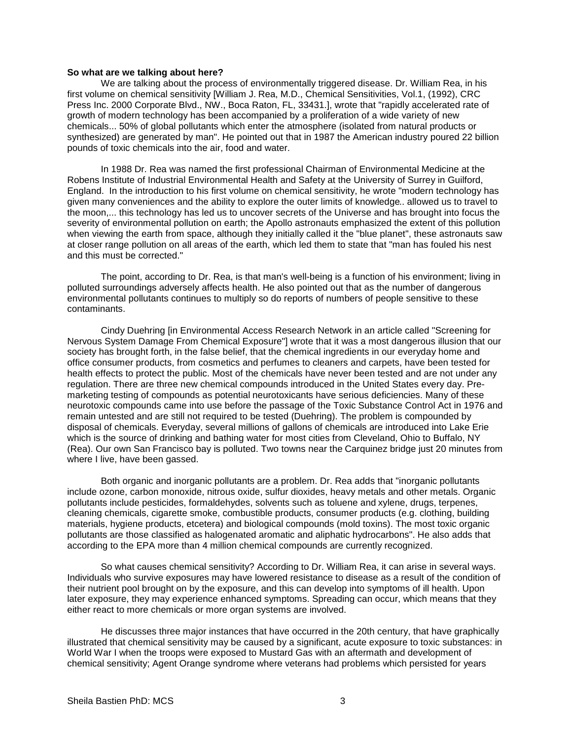**So what are we talking about here?**

We are talking about the process of environmentally triggered disease. Dr. William Rea, in his first volume on chemical sensitivity [William J. Rea, M.D., Chemical Sensitivities, Vol.1, (1992), CRC Press Inc. 2000 Corporate Blvd., NW., Boca Raton, FL, 33431.], wrote that "rapidly accelerated rate of growth of modern technology has been accompanied by a proliferation of a wide variety of new chemicals... 50% of global pollutants which enter the atmosphere (isolated from natural products or synthesized) are generated by man". He pointed out that in 1987 the American industry poured 22 billion pounds of toxic chemicals into the air, food and water.

In 1988 Dr. Rea was named the first professional Chairman of Environmental Medicine at the Robens Institute of Industrial Environmental Health and Safety at the University of Surrey in Guilford, England. In the introduction to his first volume on chemical sensitivity, he wrote "modern technology has given many conveniences and the ability to explore the outer limits of knowledge.. allowed us to travel to the moon,... this technology has led us to uncover secrets of the Universe and has brought into focus the severity of environmental pollution on earth; the Apollo astronauts emphasized the extent of this pollution when viewing the earth from space, although they initially called it the "blue planet", these astronauts saw at closer range pollution on all areas of the earth, which led them to state that "man has fouled his nest and this must be corrected."

The point, according to Dr. Rea, is that man's well-being is a function of his environment; living in polluted surroundings adversely affects health. He also pointed out that as the number of dangerous environmental pollutants continues to multiply so do reports of numbers of people sensitive to these contaminants.

Cindy Duehring [in Environmental Access Research Network in an article called "Screening for Nervous System Damage From Chemical Exposure"] wrote that it was a most dangerous illusion that our society has brought forth, in the false belief, that the chemical ingredients in our everyday home and office consumer products, from cosmetics and perfumes to cleaners and carpets, have been tested for health effects to protect the public. Most of the chemicals have never been tested and are not under any regulation. There are three new chemical compounds introduced in the United States every day. Pre-marketing testing of compounds as potential neurotoxicants have serious deficiencies. Many of these neurotoxic compounds came into use before the passage of the Toxic Substance Control Act in 1976 and remain untested and are still not required to be tested (Duehring). The problem is compounded by disposal of chemicals. Everyday, several millions of gallons of chemicals are introduced into Lake Erie which is the source of drinking and bathing water for most cities from Cleveland, Ohio to Buffalo, NY (Rea). Our own San Francisco bay is polluted. Two towns near the Carquinez bridge just 20 minutes from where I live, have been gassed.

Both organic and inorganic pollutants are a problem. Dr. Rea adds that "inorganic pollutants include ozone, carbon monoxide, nitrous oxide, sulfur dioxides, heavy metals and other metals. Organic pollutants include pesticides, formaldehydes, solvents such as toluene and xylene, drugs, terpenes, cleaning chemicals, cigarette smoke, combustible products, consumer products (e.g. clothing, building materials, hygiene products, etcetera) and biological compounds (mold toxins). The most toxic organic pollutants are those classified as halogenated aromatic and aliphatic hydrocarbons". He also adds that according to the EPA more than 4 million chemical compounds are currently recognized.

So what causes chemical sensitivity? According to Dr. William Rea, it can arise in several ways. Individuals who survive exposures may have lowered resistance to disease as a result of the condition of their nutrient pool brought on by the exposure, and this can develop into symptoms of ill health. Upon later exposure, they may experience enhanced symptoms. Spreading can occur, which means that they either react to more chemicals or more organ systems are involved.

He discusses three major instances that have occurred in the 20th century, that have graphically illustrated that chemical sensitivity may be caused by a significant, acute exposure to toxic substances: in World War I when the troops were exposed to Mustard Gas with an aftermath and development of chemical sensitivity; Agent Orange syndrome where veterans had problems which persisted for years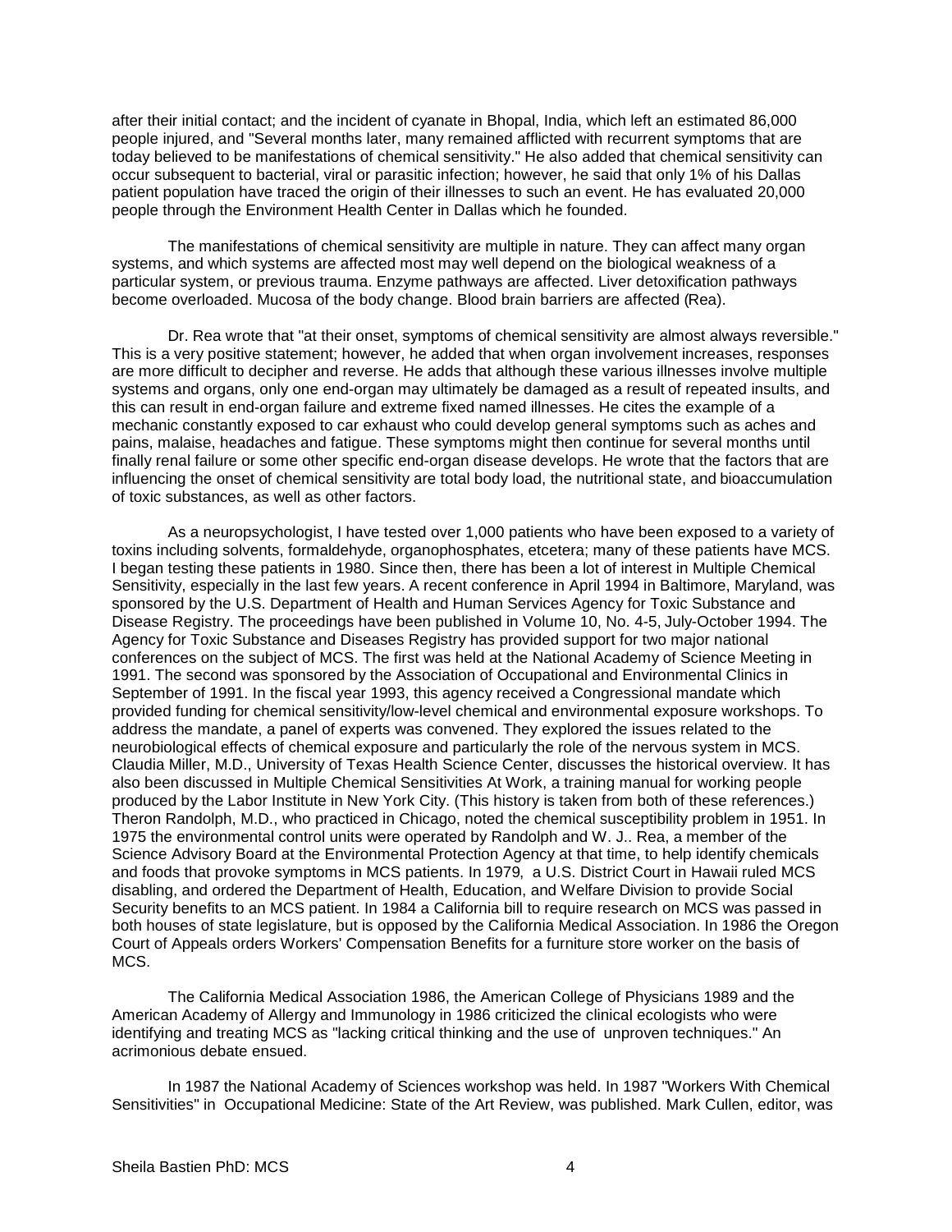after their initial contact; and the incident of cyanate in Bhopal, India, which left an estimated 86,000 people injured, and "Several months later, many remained afflicted with recurrent symptoms that are today believed to be manifestations of chemical sensitivity." He also added that chemical sensitivity can occur subsequent to bacterial, viral or parasitic infection; however, he said that only 1% of his Dallas patient population have traced the origin of their illnesses to such an event. He has evaluated 20,000 people through the Environment Health Center in Dallas which he founded.

The manifestations of chemical sensitivity are multiple in nature. They can affect many organ systems, and which systems are affected most may well depend on the biological weakness of a particular system, or previous trauma. Enzyme pathways are affected. Liver detoxification pathways become overloaded. Mucosa of the body change. Blood brain barriers are affected (Rea).

Dr. Rea wrote that "at their onset, symptoms of chemical sensitivity are almost always reversible." This is a very positive statement; however, he added that when organ involvement increases, responses are more difficult to decipher and reverse. He adds that although these various illnesses involve multiple systems and organs, only one end-organ may ultimately be damaged as a result of repeated insults, and this can result in end-organ failure and extreme fixed named illnesses. He cites the example of a mechanic constantly exposed to car exhaust who could develop general symptoms such as aches and pains, malaise, headaches and fatigue. These symptoms might then continue for several months until finally renal failure or some other specific end-organ disease develops. He wrote that the factors that are influencing the onset of chemical sensitivity are total body load, the nutritional state, and bioaccumulation of toxic substances, as well as other factors.

As a neuropsychologist, I have tested over 1,000 patients who have been exposed to a variety of toxins including solvents, formaldehyde, organophosphates, etcetera; many of these patients have MCS. I began testing these patients in 1980. Since then, there has been a lot of interest in Multiple Chemical Sensitivity, especially in the last few years. A recent conference in April 1994 in Baltimore, Maryland, was sponsored by the U.S. Department of Health and Human Services Agency for Toxic Substance and Disease Registry. The proceedings have been published in Volume 10, No. 4-5, July-October 1994. The Agency for Toxic Substance and Diseases Registry has provided support for two major national conferences on the subject of MCS. The first was held at the National Academy of Science Meeting in 1991. The second was sponsored by the Association of Occupational and Environmental Clinics in September of 1991. In the fiscal year 1993, this agency received a Congressional mandate which provided funding for chemical sensitivity/low-level chemical and environmental exposure workshops. To address the mandate, a panel of experts was convened. They explored the issues related to the neurobiological effects of chemical exposure and particularly the role of the nervous system in MCS. Claudia Miller, M.D., University of Texas Health Science Center, discusses the historical overview. It has also been discussed in Multiple Chemical Sensitivities At Work, a training manual for working people produced by the Labor Institute in New York City. (This history is taken from both of these references.) Theron Randolph, M.D., who practiced in Chicago, noted the chemical susceptibility problem in 1951. In 1975 the environmental control units were operated by Randolph and W. J.. Rea, a member of the Science Advisory Board at the Environmental Protection Agency at that time, to help identify chemicals and foods that provoke symptoms in MCS patients. In 1979, a U.S. District Court in Hawaii ruled MCS disabling, and ordered the Department of Health, Education, and Welfare Division to provide Social Security benefits to an MCS patient. In 1984 a California bill to require research on MCS was passed in both houses of state legislature, but is opposed by the California Medical Association. In 1986 the Oregon Court of Appeals orders Workers' Compensation Benefits for a furniture store worker on the basis of MCS.

The California Medical Association 1986, the American College of Physicians 1989 and the American Academy of Allergy and Immunology in 1986 criticized the clinical ecologists who were identifying and treating MCS as "lacking critical thinking and the use of unproven techniques." An acrimonious debate ensued.

In 1987 the National Academy of Sciences workshop was held. In 1987 "Workers With Chemical Sensitivities" in Occupational Medicine: State of the Art Review, was published. Mark Cullen, editor, was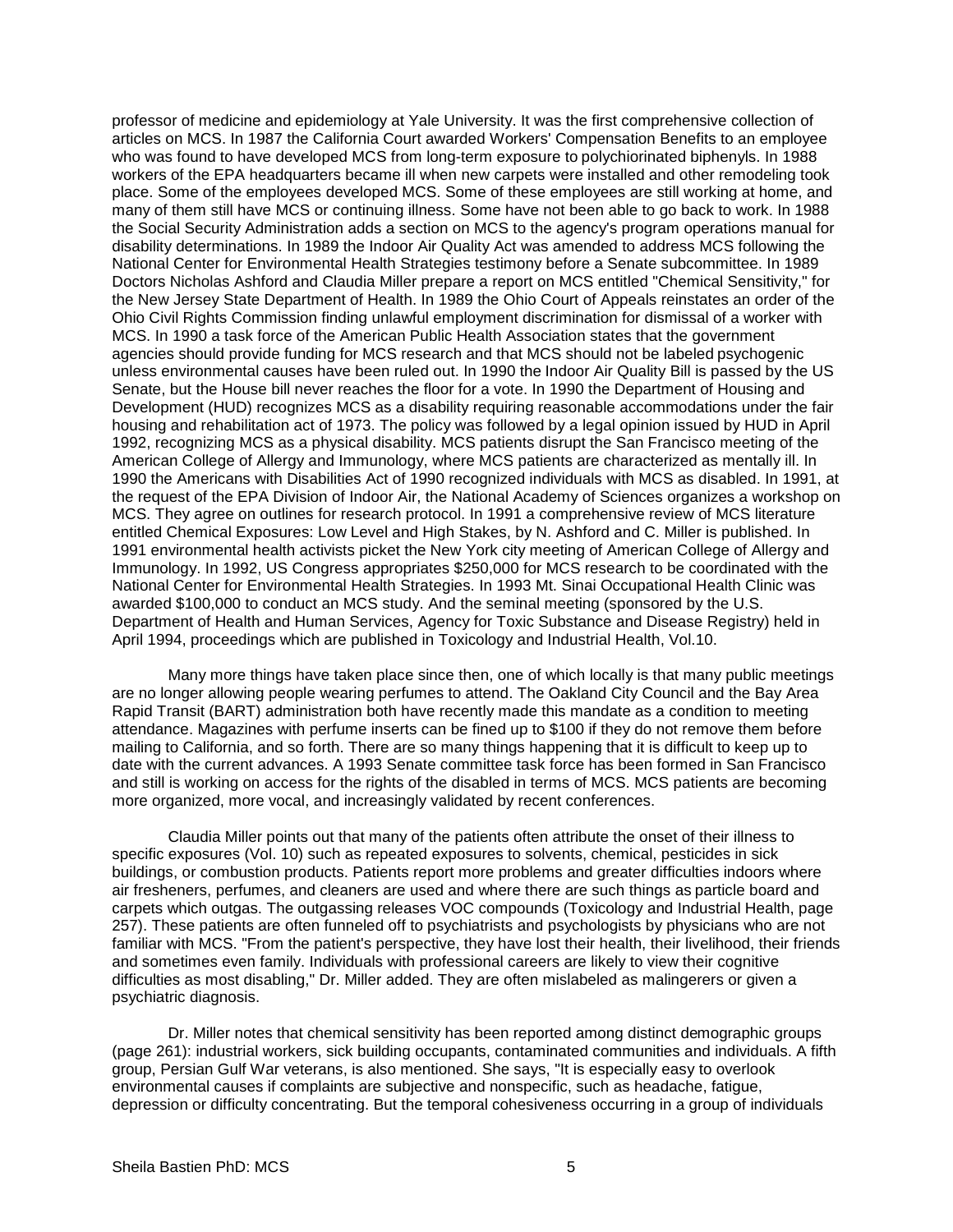professor of medicine and epidemiology at Yale University. It was the first comprehensive collection of articles on MCS. In 1987 the California Court awarded Workers' Compensation Benefits to an employee who was found to have developed MCS from long-term exposure to polychiorinated biphenyls. In 1988 workers of the EPA headquarters became ill when new carpets were installed and other remodeling took place. Some of the employees developed MCS. Some of these employees are still working at home, and many of them still have MCS or continuing illness. Some have not been able to go back to work. In 1988 the Social Security Administration adds a section on MCS to the agency's program operations manual for disability determinations. In 1989 the Indoor Air Quality Act was amended to address MCS following the National Center for Environmental Health Strategies testimony before a Senate subcommittee. In 1989 Doctors Nicholas Ashford and Claudia Miller prepare a report on MCS entitled "Chemical Sensitivity," for the New Jersey State Department of Health. In 1989 the Ohio Court of Appeals reinstates an order of the Ohio Civil Rights Commission finding unlawful employment discrimination for dismissal of a worker with MCS. In 1990 a task force of the American Public Health Association states that the government agencies should provide funding for MCS research and that MCS should not be labeled psychogenic unless environmental causes have been ruled out. In 1990 the Indoor Air Quality Bill is passed by the US Senate, but the House bill never reaches the floor for a vote. In 1990 the Department of Housing and Development (HUD) recognizes MCS as a disability requiring reasonable accommodations under the fair housing and rehabilitation act of 1973. The policy was followed by a legal opinion issued by HUD in April 1992, recognizing MCS as a physical disability. MCS patients disrupt the San Francisco meeting of the American College of Allergy and Immunology, where MCS patients are characterized as mentally ill. In 1990 the Americans with Disabilities Act of 1990 recognized individuals with MCS as disabled. In 1991, at the request of the EPA Division of Indoor Air, the National Academy of Sciences organizes a workshop on MCS. They agree on outlines for research protocol. In 1991 a comprehensive review of MCS literature entitled Chemical Exposures: Low Level and High Stakes, by N. Ashford and C. Miller is published. In 1991 environmental health activists picket the New York city meeting of American College of Allergy and Immunology. In 1992, US Congress appropriates $250,000 for MCS research to be coordinated with the National Center for Environmental Health Strategies. In 1993 Mt. Sinai Occupational Health Clinic was awarded $100,000 to conduct an MCS study. And the seminal meeting (sponsored by the U.S. Department of Health and Human Services, Agency for Toxic Substance and Disease Registry) held in April 1994, proceedings which are published in Toxicology and Industrial Health, Vol.10.

Many more things have taken place since then, one of which locally is that many public meetings are no longer allowing people wearing perfumes to attend. The Oakland City Council and the Bay Area Rapid Transit (BART) administration both have recently made this mandate as a condition to meeting attendance. Magazines with perfume inserts can be fined up to $100 if they do not remove them before mailing to California, and so forth. There are so many things happening that it is difficult to keep up to date with the current advances. A 1993 Senate committee task force has been formed in San Francisco and still is working on access for the rights of the disabled in terms of MCS. MCS patients are becoming more organized, more vocal, and increasingly validated by recent conferences.

Claudia Miller points out that many of the patients often attribute the onset of their illness to specific exposures (Vol. 10) such as repeated exposures to solvents, chemical, pesticides in sick buildings, or combustion products. Patients report more problems and greater difficulties indoors where air fresheners, perfumes, and cleaners are used and where there are such things as particle board and carpets which outgas. The outgassing releases VOC compounds (Toxicology and Industrial Health, page 257). These patients are often funneled off to psychiatrists and psychologists by physicians who are not familiar with MCS. "From the patient's perspective, they have lost their health, their livelihood, their friends and sometimes even family. Individuals with professional careers are likely to view their cognitive difficulties as most disabling," Dr. Miller added. They are often mislabeled as malingerers or given a psychiatric diagnosis.

Dr. Miller notes that chemical sensitivity has been reported among distinct demographic groups (page 261): industrial workers, sick building occupants, contaminated communities and individuals. A fifth group, Persian Gulf War veterans, is also mentioned. She says, "It is especially easy to overlook environmental causes if complaints are subjective and nonspecific, such as headache, fatigue, depression or difficulty concentrating. But the temporal cohesiveness occurring in a group of individuals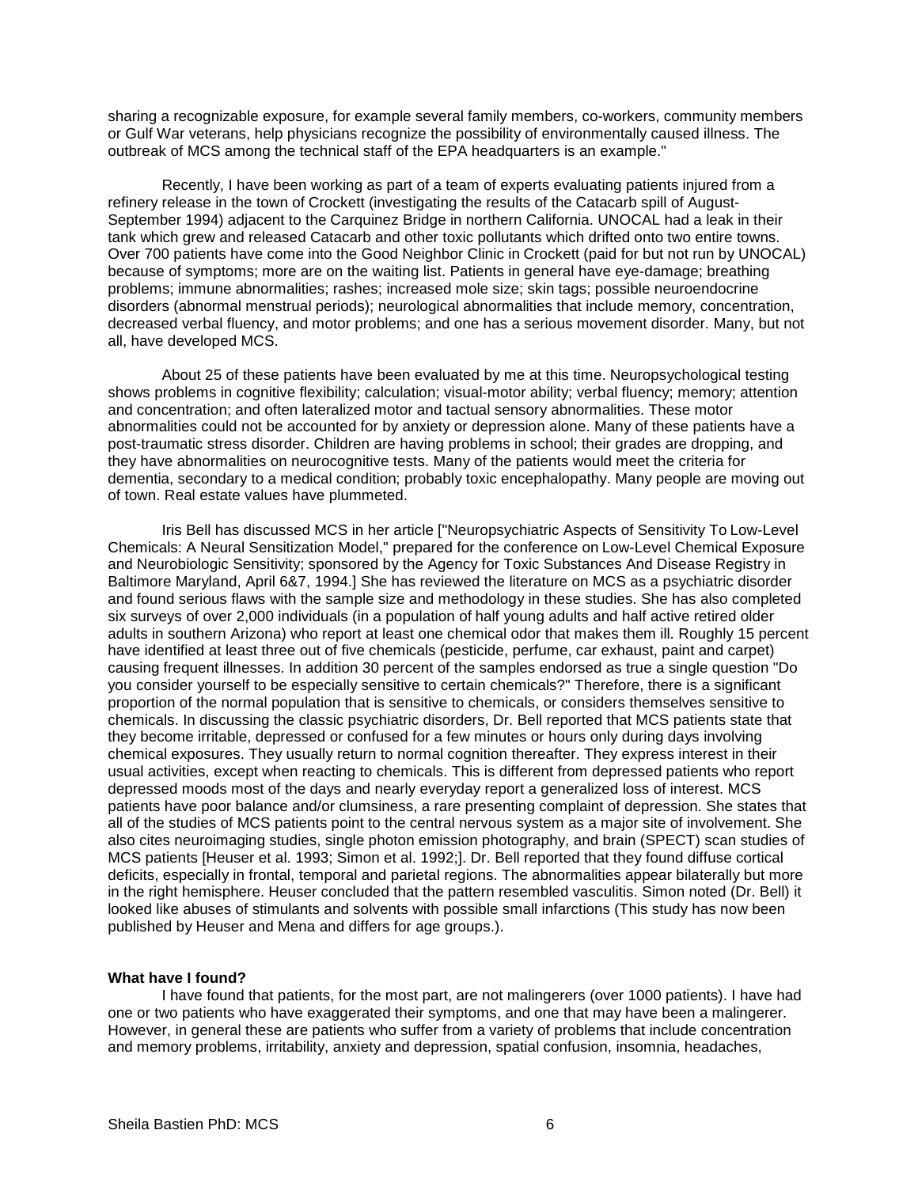sharing a recognizable exposure, for example several family members, co-workers, community members or Gulf War veterans, help physicians recognize the possibility of environmentally caused illness. The outbreak of MCS among the technical staff of the EPA headquarters is an example."

Recently, I have been working as part of a team of experts evaluating patients injured from a refinery release in the town of Crockett (investigating the results of the Catacarb spill of August-September 1994) adjacent to the Carquinez Bridge in northern California. UNOCAL had a leak in their tank which grew and released Catacarb and other toxic pollutants which drifted onto two entire towns. Over 700 patients have come into the Good Neighbor Clinic in Crockett (paid for but not run by UNOCAL) because of symptoms; more are on the waiting list. Patients in general have eye-damage; breathing problems; immune abnormalities; rashes; increased mole size; skin tags; possible neuroendocrine disorders (abnormal menstrual periods); neurological abnormalities that include memory, concentration, decreased verbal fluency, and motor problems; and one has a serious movement disorder. Many, but not all, have developed MCS.

About 25 of these patients have been evaluated by me at this time. Neuropsychological testing shows problems in cognitive flexibility; calculation; visual-motor ability; verbal fluency; memory; attention and concentration; and often lateralized motor and tactual sensory abnormalities. These motor abnormalities could not be accounted for by anxiety or depression alone. Many of these patients have a post-traumatic stress disorder. Children are having problems in school; their grades are dropping, and they have abnormalities on neurocognitive tests. Many of the patients would meet the criteria for dementia, secondary to a medical condition; probably toxic encephalopathy. Many people are moving out of town. Real estate values have plummeted.

Iris Bell has discussed MCS in her article ["Neuropsychiatric Aspects of Sensitivity To Low-Level Chemicals: A Neural Sensitization Model," prepared for the conference on Low-Level Chemical Exposure and Neurobiologic Sensitivity; sponsored by the Agency for Toxic Substances And Disease Registry in Baltimore Maryland, April 6&7, 1994.] She has reviewed the literature on MCS as a psychiatric disorder and found serious flaws with the sample size and methodology in these studies. She has also completed six surveys of over 2,000 individuals (in a population of half young adults and half active retired older adults in southern Arizona) who report at least one chemical odor that makes them ill. Roughly 15 percent have identified at least three out of five chemicals (pesticide, perfume, car exhaust, paint and carpet) causing frequent illnesses. In addition 30 percent of the samples endorsed as true a single question "Do you consider yourself to be especially sensitive to certain chemicals?" Therefore, there is a significant proportion of the normal population that is sensitive to chemicals, or considers themselves sensitive to chemicals. In discussing the classic psychiatric disorders, Dr. Bell reported that MCS patients state that they become irritable, depressed or confused for a few minutes or hours only during days involving chemical exposures. They usually return to normal cognition thereafter. They express interest in their usual activities, except when reacting to chemicals. This is different from depressed patients who report depressed moods most of the days and nearly everyday report a generalized loss of interest. MCS patients have poor balance and/or clumsiness, a rare presenting complaint of depression. She states that all of the studies of MCS patients point to the central nervous system as a major site of involvement. She also cites neuroimaging studies, single photon emission photography, and brain (SPECT) scan studies of MCS patients [Heuser et al. 1993; Simon et al. 1992;]. Dr. Bell reported that they found diffuse cortical deficits, especially in frontal, temporal and parietal regions. The abnormalities appear bilaterally but more in the right hemisphere. Heuser concluded that the pattern resembled vasculitis. Simon noted (Dr. Bell) it looked like abuses of stimulants and solvents with possible small infarctions (This study has now been published by Heuser and Mena and differs for age groups.).

**What have I found?**

I have found that patients, for the most part, are not malingerers (over 1000 patients). I have had one or two patients who have exaggerated their symptoms, and one that may have been a malingerer. However, in general these are patients who suffer from a variety of problems that include concentration and memory problems, irritability, anxiety and depression, spatial confusion, insomnia, headaches,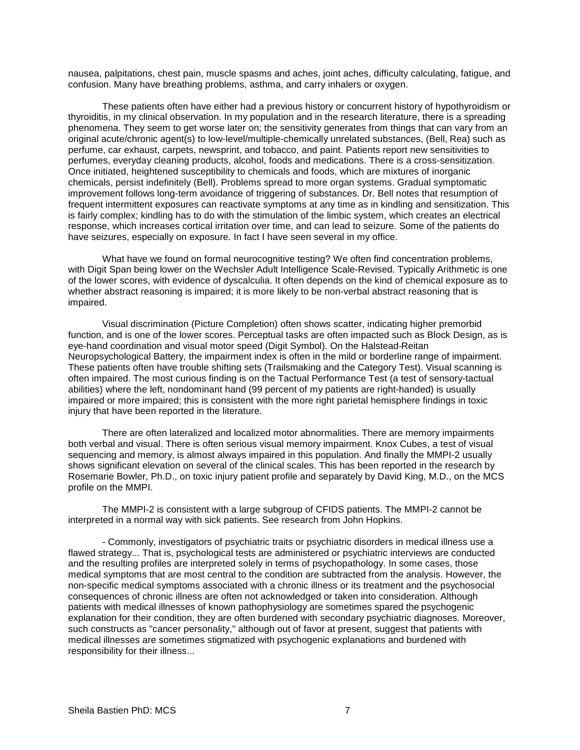nausea, palpitations, chest pain, muscle spasms and aches, joint aches, difficulty calculating, fatigue, and confusion. Many have breathing problems, asthma, and carry inhalers or oxygen.

These patients often have either had a previous history or concurrent history of hypothyroidism or thyroiditis, in my clinical observation. In my population and in the research literature, there is a spreading phenomena. They seem to get worse later on; the sensitivity generates from things that can vary from an original acute/chronic agent(s) to low-level/multiple-chemically unrelated substances, (Bell, Rea) such as perfume, car exhaust, carpets, newsprint, and tobacco, and paint. Patients report new sensitivities to perfumes, everyday cleaning products, alcohol, foods and medications. There is a cross-sensitization. Once initiated, heightened susceptibility to chemicals and foods, which are mixtures of inorganic chemicals, persist indefinitely (Bell). Problems spread to more organ systems. Gradual symptomatic improvement follows long-term avoidance of triggering of substances. Dr. Bell notes that resumption of frequent intermittent exposures can reactivate symptoms at any time as in kindling and sensitization. This is fairly complex; kindling has to do with the stimulation of the limbic system, which creates an electrical response, which increases cortical irritation over time, and can lead to seizure. Some of the patients do have seizures, especially on exposure. In fact I have seen several in my office.

What have we found on formal neurocognitive testing? We often find concentration problems, with Digit Span being lower on the Wechsler Adult Intelligence Scale-Revised. Typically Arithmetic is one of the lower scores, with evidence of dyscalculia. It often depends on the kind of chemical exposure as to whether abstract reasoning is impaired; it is more likely to be non-verbal abstract reasoning that is impaired.

Visual discrimination (Picture Completion) often shows scatter, indicating higher premorbid function, and is one of the lower scores. Perceptual tasks are often impacted such as Block Design, as is eye-hand coordination and visual motor speed (Digit Symbol). On the Halstead-Reitan Neuropsychological Battery, the impairment index is often in the mild or borderline range of impairment. These patients often have trouble shifting sets (Trailsmaking and the Category Test). Visual scanning is often impaired. The most curious finding is on the Tactual Performance Test (a test of sensory-tactual abilities) where the left, nondominant hand (99 percent of my patients are right-handed) is usually impaired or more impaired; this is consistent with the more right parietal hemisphere findings in toxic injury that have been reported in the literature.

There are often lateralized and localized motor abnormalities. There are memory impairments both verbal and visual. There is often serious visual memory impairment. Knox Cubes, a test of visual sequencing and memory, is almost always impaired in this population. And finally the MMPI-2 usually shows significant elevation on several of the clinical scales. This has been reported in the research by Rosemarie Bowler, Ph.D., on toxic injury patient profile and separately by David King, M.D., on the MCS profile on the MMPI.

The MMPI-2 is consistent with a large subgroup of CFIDS patients. The MMPI-2 cannot be interpreted in a normal way with sick patients. See research from John Hopkins.

- Commonly, investigators of psychiatric traits or psychiatric disorders in medical illness use a flawed strategy... That is, psychological tests are administered or psychiatric interviews are conducted and the resulting profiles are interpreted solely in terms of psychopathology. In some cases, those medical symptoms that are most central to the condition are subtracted from the analysis. However, the non-specific medical symptoms associated with a chronic illness or its treatment and the psychosocial consequences of chronic illness are often not acknowledged or taken into consideration. Although patients with medical illnesses of known pathophysiology are sometimes spared the psychogenic explanation for their condition, they are often burdened with secondary psychiatric diagnoses. Moreover, such constructs as "cancer personality," although out of favor at present, suggest that patients with medical illnesses are sometimes stigmatized with psychogenic explanations and burdened with responsibility for their illness...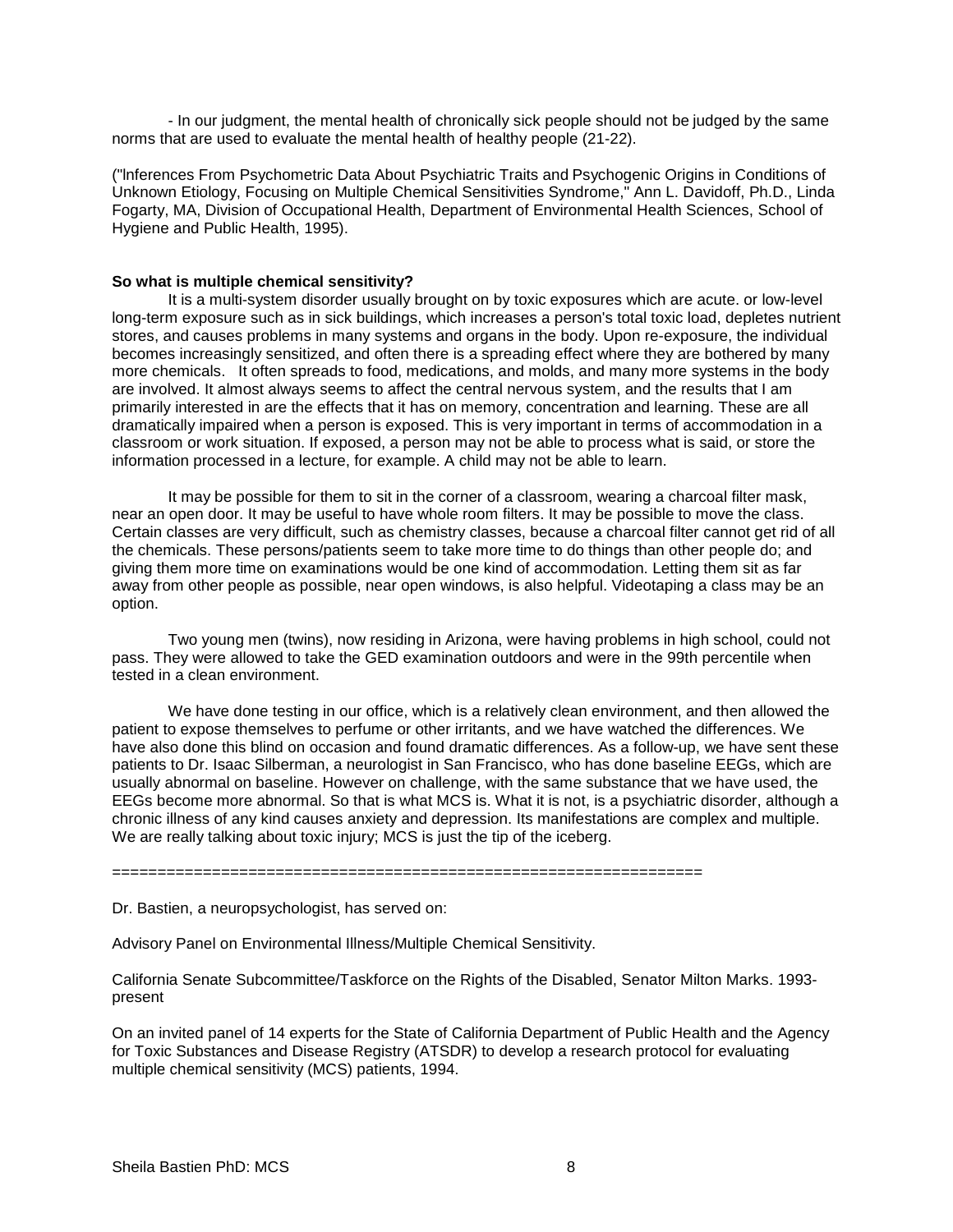- In our judgment, the mental health of chronically sick people should not be judged by the same norms that are used to evaluate the mental health of healthy people (21-22).

("Inferences From Psychometric Data About Psychiatric Traits and Psychogenic Origins in Conditions of Unknown Etiology, Focusing on Multiple Chemical Sensitivities Syndrome," Ann L. Davidoff, Ph.D., Linda Fogarty, MA, Division of Occupational Health, Department of Environmental Health Sciences, School of Hygiene and Public Health, 1995).

**So what is multiple chemical sensitivity?**

It is a multi-system disorder usually brought on by toxic exposures which are acute. or low-level long-term exposure such as in sick buildings, which increases a person's total toxic load, depletes nutrient stores, and causes problems in many systems and organs in the body. Upon re-exposure, the individual becomes increasingly sensitized, and often there is a spreading effect where they are bothered by many more chemicals. It often spreads to food, medications, and molds, and many more systems in the body are involved. It almost always seems to affect the central nervous system, and the results that I am primarily interested in are the effects that it has on memory, concentration and learning. These are all dramatically impaired when a person is exposed. This is very important in terms of accommodation in a classroom or work situation. If exposed, a person may not be able to process what is said, or store the information processed in a lecture, for example. A child may not be able to learn.

It may be possible for them to sit in the corner of a classroom, wearing a charcoal filter mask, near an open door. It may be useful to have whole room filters. It may be possible to move the class. Certain classes are very difficult, such as chemistry classes, because a charcoal filter cannot get rid of all the chemicals. These persons/patients seem to take more time to do things than other people do; and giving them more time on examinations would be one kind of accommodation. Letting them sit as far away from other people as possible, near open windows, is also helpful. Videotaping a class may be an option.

Two young men (twins), now residing in Arizona, were having problems in high school, could not pass. They were allowed to take the GED examination outdoors and were in the 99th percentile when tested in a clean environment.

We have done testing in our office, which is a relatively clean environment, and then allowed the patient to expose themselves to perfume or other irritants, and we have watched the differences. We have also done this blind on occasion and found dramatic differences. As a follow-up, we have sent these patients to Dr. Isaac Silberman, a neurologist in San Francisco, who has done baseline EEGs, which are usually abnormal on baseline. However on challenge, with the same substance that we have used, the EEGs become more abnormal. So that is what MCS is. What it is not, is a psychiatric disorder, although a chronic illness of any kind causes anxiety and depression. Its manifestations are complex and multiple. We are really talking about toxic injury; MCS is just the tip of the iceberg.

================================================================

Dr. Bastien, a neuropsychologist, has served on:

Advisory Panel on Environmental Illness/Multiple Chemical Sensitivity.

California Senate Subcommittee/Taskforce on the Rights of the Disabled, Senator Milton Marks. 1993-present

On an invited panel of 14 experts for the State of California Department of Public Health and the Agency for Toxic Substances and Disease Registry (ATSDR) to develop a research protocol for evaluating multiple chemical sensitivity (MCS) patients, 1994.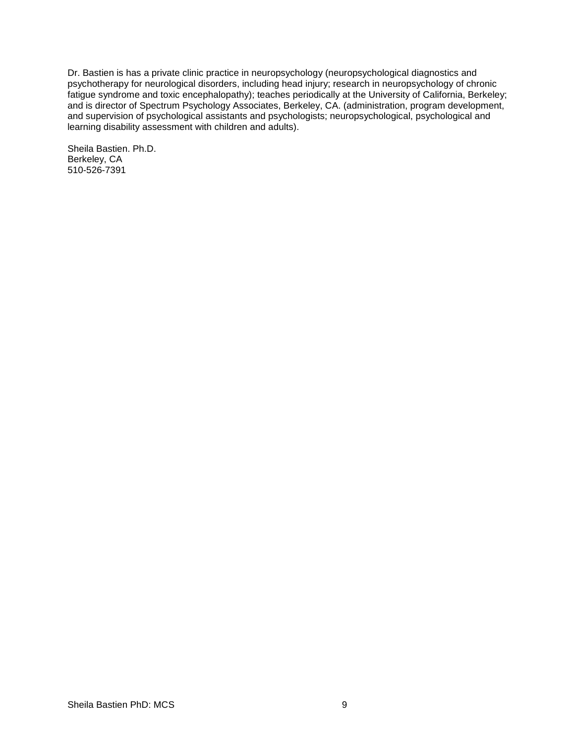Dr. Bastien is has a private clinic practice in neuropsychology (neuropsychological diagnostics and psychotherapy for neurological disorders, including head injury; research in neuropsychology of chronic fatigue syndrome and toxic encephalopathy); teaches periodically at the University of California, Berkeley; and is director of Spectrum Psychology Associates, Berkeley, CA. (administration, program development, and supervision of psychological assistants and psychologists; neuropsychological, psychological and learning disability assessment with children and adults).

Sheila Bastien. Ph.D.
Berkeley, CA
510-526-7391